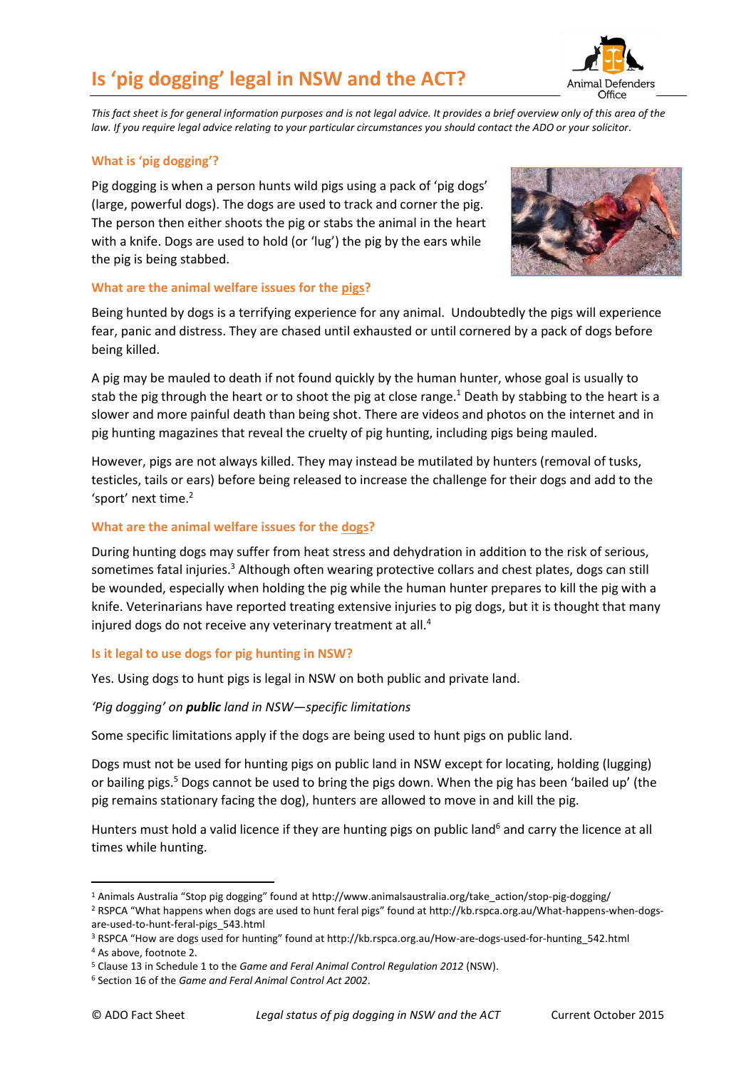# Is 'pig dogging' legal in NSW and the ACT?

*This fact sheet is for general information purposes and is not legal advice. It provides a brief overview only of this area of the law. If you require legal advice relating to your particular circumstances you should contact the ADO or your solicitor.*

## What is 'pig dogging'?

Pig dogging is when a person hunts wild pigs using a pack of 'pig dogs' (large, powerful dogs). The dogs are used to track and corner the pig. The person then either shoots the pig or stabs the animal in the heart with a knife. Dogs are used to hold (or 'lug') the pig by the ears while the pig is being stabbed.

## What are the animal welfare issues for the pigs?

Being hunted by dogs is a terrifying experience for any animal. Undoubtedly the pigs will experience fear, panic and distress. They are chased until exhausted or until cornered by a pack of dogs before being killed.

A pig may be mauled to death if not found quickly by the human hunter, whose goal is usually to stab the pig through the heart or to shoot the pig at close range.[1] Death by stabbing to the heart is a slower and more painful death than being shot. There are videos and photos on the internet and in pig hunting magazines that reveal the cruelty of pig hunting, including pigs being mauled.

However, pigs are not always killed. They may instead be mutilated by hunters (removal of tusks, testicles, tails or ears) before being released to increase the challenge for their dogs and add to the 'sport' next time.[2]

## What are the animal welfare issues for the dogs?

During hunting dogs may suffer from heat stress and dehydration in addition to the risk of serious, sometimes fatal injuries.[3] Although often wearing protective collars and chest plates, dogs can still be wounded, especially when holding the pig while the human hunter prepares to kill the pig with a knife. Veterinarians have reported treating extensive injuries to pig dogs, but it is thought that many injured dogs do not receive any veterinary treatment at all.[4]

## Is it legal to use dogs for pig hunting in NSW?

Yes. Using dogs to hunt pigs is legal in NSW on both public and private land.

*'Pig dogging' on **public** land in NSW—specific limitations*

Some specific limitations apply if the dogs are being used to hunt pigs on public land.

Dogs must not be used for hunting pigs on public land in NSW except for locating, holding (lugging) or bailing pigs.[5] Dogs cannot be used to bring the pigs down. When the pig has been 'bailed up' (the pig remains stationary facing the dog), hunters are allowed to move in and kill the pig.

Hunters must hold a valid licence if they are hunting pigs on public land[6] and carry the licence at all times while hunting.

---

[1] Animals Australia "Stop pig dogging" found at http://www.animalsaustralia.org/take_action/stop-pig-dogging/

[2] RSPCA "What happens when dogs are used to hunt feral pigs" found at http://kb.rspca.org.au/What-happens-when-dogs-are-used-to-hunt-feral-pigs_543.html

[3] RSPCA "How are dogs used for hunting" found at http://kb.rspca.org.au/How-are-dogs-used-for-hunting_542.html

[4] As above, footnote 2.

[5] Clause 13 in Schedule 1 to the *Game and Feral Animal Control Regulation 2012* (NSW).

[6] Section 16 of the *Game and Feral Animal Control Act 2002*.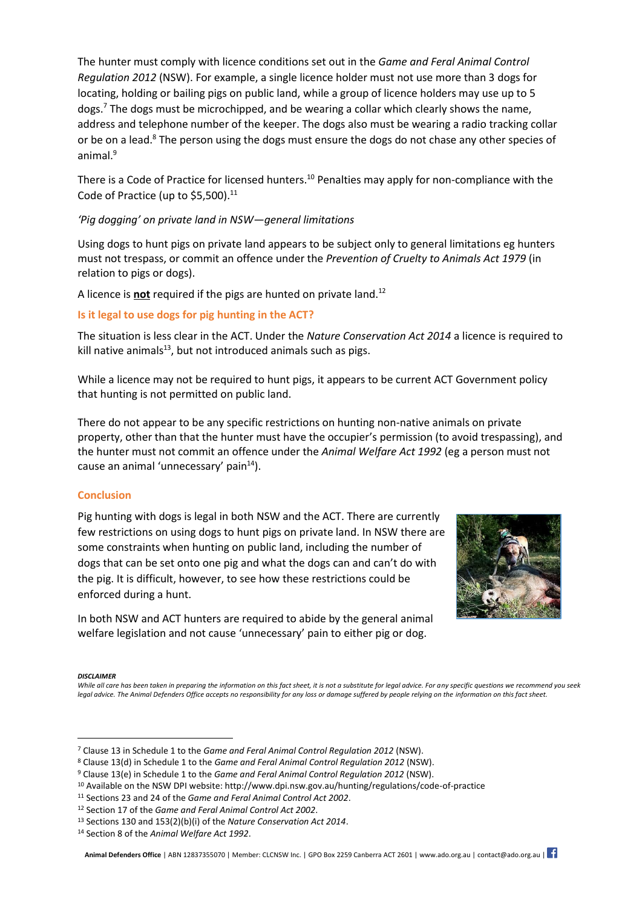The hunter must comply with licence conditions set out in the *Game and Feral Animal Control Regulation 2012* (NSW). For example, a single licence holder must not use more than 3 dogs for locating, holding or bailing pigs on public land, while a group of licence holders may use up to 5 dogs.[7] The dogs must be microchipped, and be wearing a collar which clearly shows the name, address and telephone number of the keeper. The dogs also must be wearing a radio tracking collar or be on a lead.[8] The person using the dogs must ensure the dogs do not chase any other species of animal.[9]

There is a Code of Practice for licensed hunters.[10] Penalties may apply for non-compliance with the Code of Practice (up to $5,500).[11]

*'Pig dogging' on private land in NSW—general limitations*

Using dogs to hunt pigs on private land appears to be subject only to general limitations eg hunters must not trespass, or commit an offence under the *Prevention of Cruelty to Animals Act 1979* (in relation to pigs or dogs).

A licence is **not** required if the pigs are hunted on private land.[12]

### Is it legal to use dogs for pig hunting in the ACT?

The situation is less clear in the ACT. Under the *Nature Conservation Act 2014* a licence is required to kill native animals[13], but not introduced animals such as pigs.

While a licence may not be required to hunt pigs, it appears to be current ACT Government policy that hunting is not permitted on public land.

There do not appear to be any specific restrictions on hunting non-native animals on private property, other than that the hunter must have the occupier's permission (to avoid trespassing), and the hunter must not commit an offence under the *Animal Welfare Act 1992* (eg a person must not cause an animal 'unnecessary' pain[14]).

### Conclusion

Pig hunting with dogs is legal in both NSW and the ACT. There are currently few restrictions on using dogs to hunt pigs on private land. In NSW there are some constraints when hunting on public land, including the number of dogs that can be set onto one pig and what the dogs can and can't do with the pig. It is difficult, however, to see how these restrictions could be enforced during a hunt.

In both NSW and ACT hunters are required to abide by the general animal welfare legislation and not cause 'unnecessary' pain to either pig or dog.

***DISCLAIMER***
*While all care has been taken in preparing the information on this fact sheet, it is not a substitute for legal advice. For any specific questions we recommend you seek legal advice. The Animal Defenders Office accepts no responsibility for any loss or damage suffered by people relying on the information on this fact sheet.*

---

[7] Clause 13 in Schedule 1 to the *Game and Feral Animal Control Regulation 2012* (NSW).
[8] Clause 13(d) in Schedule 1 to the *Game and Feral Animal Control Regulation 2012* (NSW).
[9] Clause 13(e) in Schedule 1 to the *Game and Feral Animal Control Regulation 2012* (NSW).
[10] Available on the NSW DPI website: http://www.dpi.nsw.gov.au/hunting/regulations/code-of-practice
[11] Sections 23 and 24 of the *Game and Feral Animal Control Act 2002*.
[12] Section 17 of the *Game and Feral Animal Control Act 2002*.
[13] Sections 130 and 153(2)(b)(i) of the *Nature Conservation Act 2014*.
[14] Section 8 of the *Animal Welfare Act 1992*.

**Animal Defenders Office** | ABN 12837355070 | Member: CLCNSW Inc. | GPO Box 2259 Canberra ACT 2601 | www.ado.org.au | contact@ado.org.au |